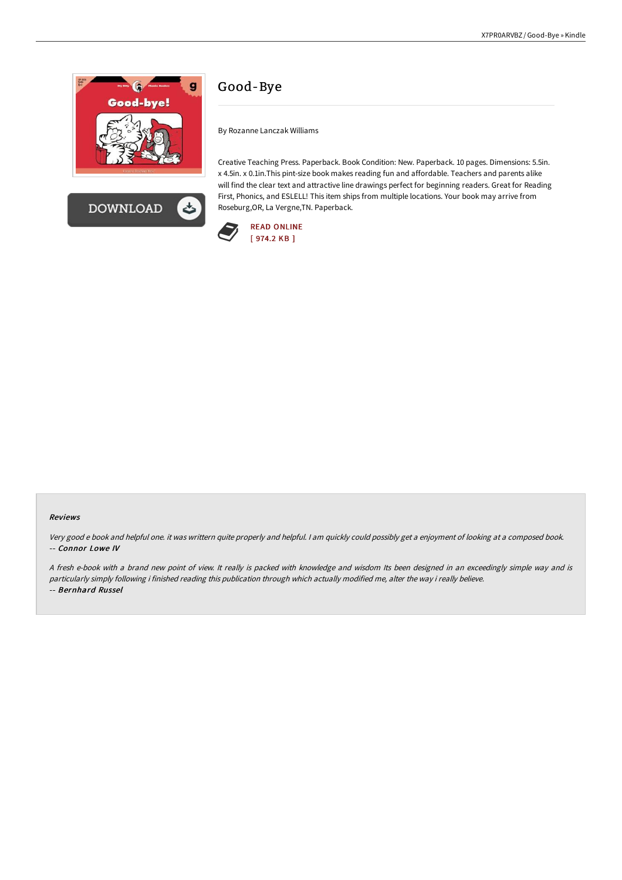# Good-Bye

By Rozanne Lanczak Williams

Creative Teaching Press. Paperback. Book Condition: New. Paperback. 10 pages. Dimensions: 5.5in. x 4.5in. x 0.1in.This pint-size book makes reading fun and affordable. Teachers and parents alike will find the clear text and attractive line drawings perfect for beginning readers. Great for Reading First, Phonics, and ESLELL! This item ships from multiple locations. Your book may arrive from Roseburg,OR, La Vergne,TN. Paperback.

READ ONLINE
[ 974.2 KB ]

DOWNLOAD

### Reviews

*Very good e book and helpful one. it was writtern quite properly and helpful. I am quickly could possibly get a enjoyment of looking at a composed book.*
-- ***Connor Lowe IV***

*A fresh e-book with a brand new point of view. It really is packed with knowledge and wisdom Its been designed in an exceedingly simple way and is particularly simply following i finished reading this publication through which actually modified me, alter the way i really believe.*
-- ***Bernhard Russel***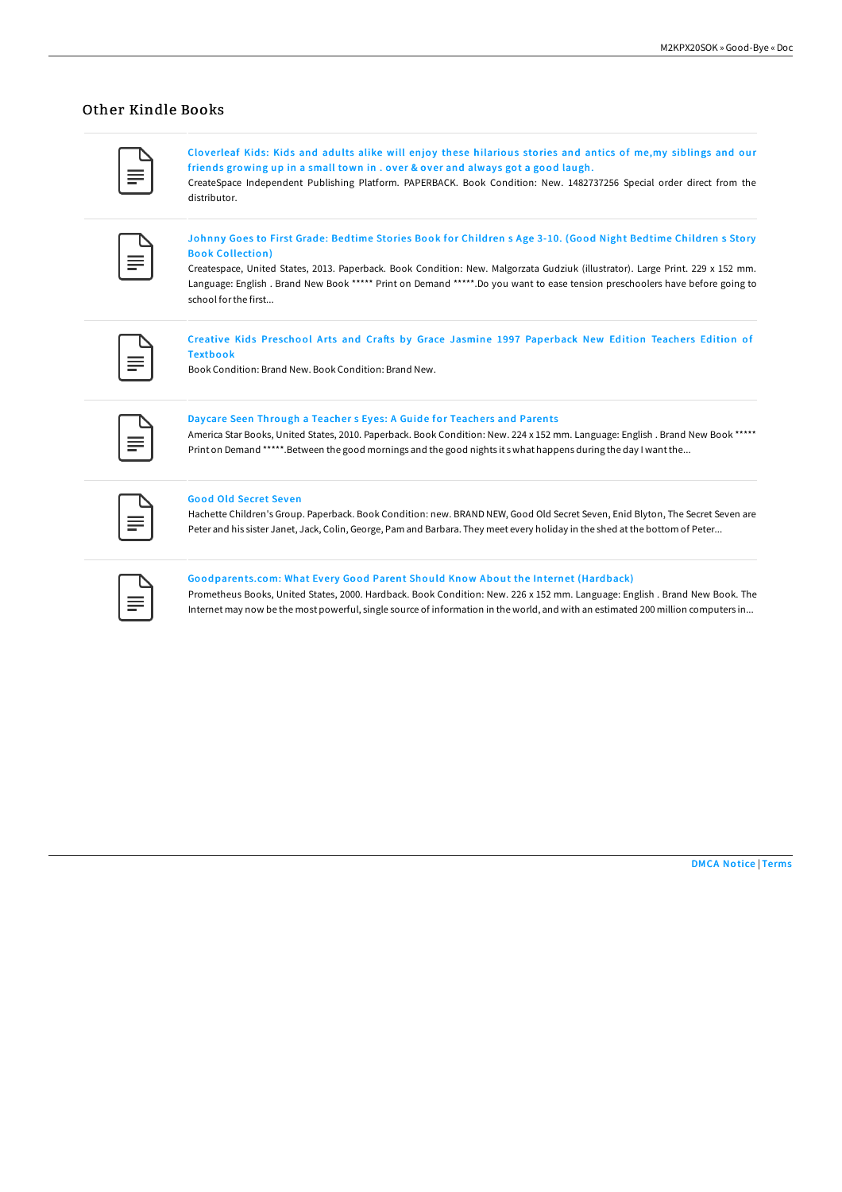## Other Kindle Books

**Cloverleaf Kids: Kids and adults alike will enjoy these hilarious stories and antics of me,my siblings and our friends growing up in a small town in . over & over and always got a good laugh.**

CreateSpace Independent Publishing Platform. PAPERBACK. Book Condition: New. 1482737256 Special order direct from the distributor.

**Johnny Goes to First Grade: Bedtime Stories Book for Children s Age 3-10. (Good Night Bedtime Children s Story Book Collection)**

Createspace, United States, 2013. Paperback. Book Condition: New. Malgorzata Gudziuk (illustrator). Large Print. 229 x 152 mm. Language: English . Brand New Book ***** Print on Demand *****.Do you want to ease tension preschoolers have before going to school for the first...

**Creative Kids Preschool Arts and Crafts by Grace Jasmine 1997 Paperback New Edition Teachers Edition of Textbook**

Book Condition: Brand New. Book Condition: Brand New.

**Daycare Seen Through a Teacher s Eyes: A Guide for Teachers and Parents**

America Star Books, United States, 2010. Paperback. Book Condition: New. 224 x 152 mm. Language: English . Brand New Book ***** Print on Demand *****.Between the good mornings and the good nights it s what happens during the day I want the...

**Good Old Secret Seven**

Hachette Children's Group. Paperback. Book Condition: new. BRAND NEW, Good Old Secret Seven, Enid Blyton, The Secret Seven are Peter and his sister Janet, Jack, Colin, George, Pam and Barbara. They meet every holiday in the shed at the bottom of Peter...

**Goodparents.com: What Every Good Parent Should Know About the Internet (Hardback)**

Prometheus Books, United States, 2000. Hardback. Book Condition: New. 226 x 152 mm. Language: English . Brand New Book. The Internet may now be the most powerful, single source of information in the world, and with an estimated 200 million computers in...